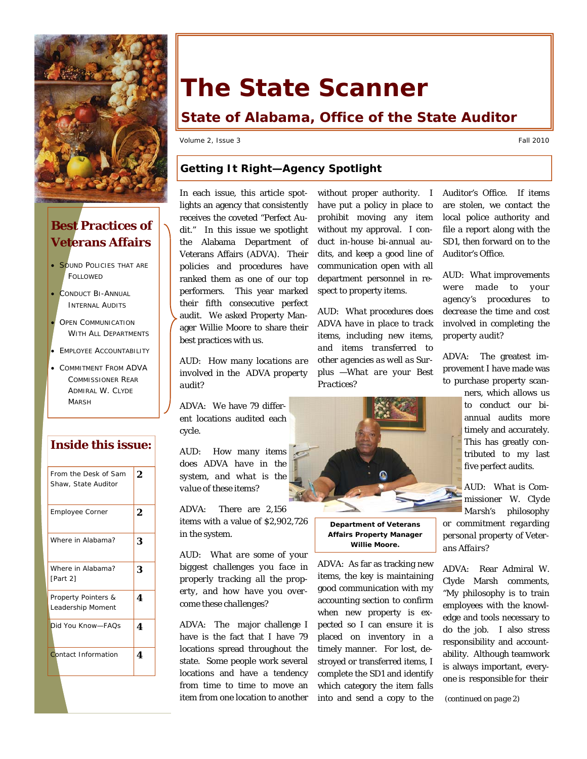# The State Scanner

## State of Alabama, Office of the State Auditor

Volume 2, Issue 3 — Fall 2010

### Best Practices of Veterans Affairs

- Sound Policies that are Followed
- Conduct Bi-Annual Internal Audits
- Open Communication with All Departments
- Employee Accountability
- Commitment from ADVA Commissioner Rear Admiral W. Clyde Marsh

### Inside this issue:

| | |
|---|---|
| From the Desk of Sam Shaw, State Auditor | 2 |
| Employee Corner | 2 |
| Where in Alabama? | 3 |
| Where in Alabama? [Part 2] | 3 |
| Property Pointers & Leadership Moment | 4 |
| Did You Know—FAQs | 4 |
| Contact Information | 4 |

## Getting It Right—Agency Spotlight

In each issue, this article spotlights an agency that consistently receives the coveted "Perfect Audit." In this issue we spotlight the Alabama Department of Veterans Affairs (ADVA). Their policies and procedures have ranked them as one of our top performers. This year marked their fifth consecutive perfect audit. We asked Property Manager Willie Moore to share their best practices with us.

*AUD: How many locations are involved in the ADVA property audit?*

ADVA: We have 79 different locations audited each cycle.

*AUD: How many items does ADVA have in the system, and what is the value of these items?*

ADVA: There are 2,156 items with a value of $2,902,726 in the system.

*AUD: What are some of your biggest challenges you face in properly tracking all the property, and how have you overcome these challenges?*

ADVA: The major challenge I have is the fact that I have 79 locations spread throughout the state. Some people work several locations and have a tendency from time to time to move an item from one location to another without proper authority. I have put a policy in place to prohibit moving any item without my approval. I conduct in-house bi-annual audits, and keep a good line of communication open with all department personnel in respect to property items.

*AUD: What procedures does ADVA have in place to track items, including new items, and items transferred to other agencies as well as Surplus —What are your Best Practices?*

**Department of Veterans Affairs Property Manager Willie Moore.**

ADVA: As far as tracking new items, the key is maintaining good communication with my accounting section to confirm when new property is expected so I can ensure it is placed on inventory in a timely manner. For lost, destroyed or transferred items, I complete the SD1 and identify which category the item falls into and send a copy to the Auditor's Office. If items are stolen, we contact the local police authority and file a report along with the SD1, then forward on to the Auditor's Office.

*AUD: What improvements were made to your agency's procedures to decrease the time and cost involved in completing the property audit?*

ADVA: The greatest improvement I have made was to purchase property scanners, which allows us to conduct our bi-annual audits more timely and accurately. This has greatly contributed to my last five perfect audits.

*AUD: What is Commissioner W. Clyde Marsh's philosophy or commitment regarding personal property of Veterans Affairs?*

ADVA: Rear Admiral W. Clyde Marsh comments, "My philosophy is to train employees with the knowledge and tools necessary to do the job. I also stress responsibility and accountability. Although teamwork is always important, everyone is responsible for their

(continued on page 2)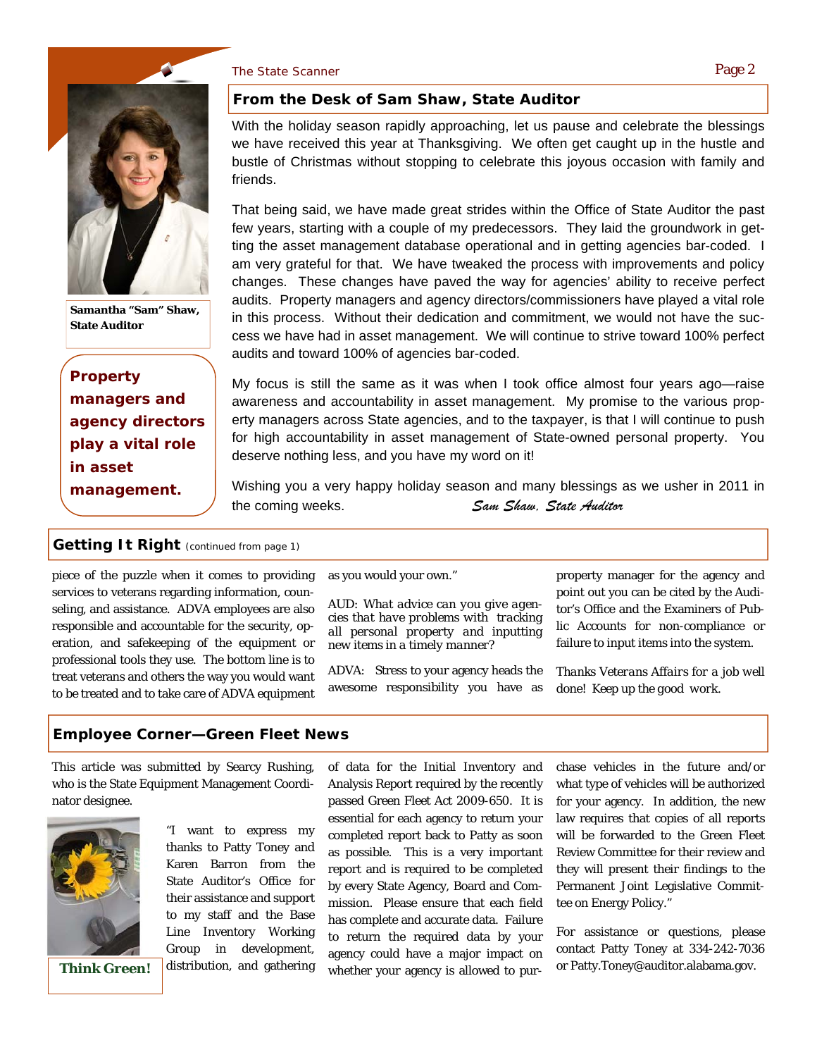## From the Desk of Sam Shaw, State Auditor

Samantha "Sam" Shaw, State Auditor

**Property managers and agency directors play a vital role in asset management.**

With the holiday season rapidly approaching, let us pause and celebrate the blessings we have received this year at Thanksgiving. We often get caught up in the hustle and bustle of Christmas without stopping to celebrate this joyous occasion with family and friends.

That being said, we have made great strides within the Office of State Auditor the past few years, starting with a couple of my predecessors. They laid the groundwork in getting the asset management database operational and in getting agencies bar-coded. I am very grateful for that. We have tweaked the process with improvements and policy changes. These changes have paved the way for agencies' ability to receive perfect audits. Property managers and agency directors/commissioners have played a vital role in this process. Without their dedication and commitment, we would not have the success we have had in asset management. We will continue to strive toward 100% perfect audits and toward 100% of agencies bar-coded.

My focus is still the same as it was when I took office almost four years ago—raise awareness and accountability in asset management. My promise to the various property managers across State agencies, and to the taxpayer, is that I will continue to push for high accountability in asset management of State-owned personal property. You deserve nothing less, and you have my word on it!

Wishing you a very happy holiday season and many blessings as we usher in 2011 in the coming weeks.

*Sam Shaw, State Auditor*

## Getting It Right (continued from page 1)

piece of the puzzle when it comes to providing services to veterans regarding information, counseling, and assistance. ADVA employees are also responsible and accountable for the security, operation, and safekeeping of the equipment or professional tools they use. The bottom line is to treat veterans and others the way you would want to be treated and to take care of ADVA equipment as you would your own."

AUD: *What advice can you give agencies that have problems with tracking all personal property and inputting new items in a timely manner?*

ADVA: Stress to your agency heads the awesome responsibility you have as property manager for the agency and point out you can be cited by the Auditor's Office and the Examiners of Public Accounts for non-compliance or failure to input items into the system.

*Thanks Veterans Affairs for a job well done!* Keep up the good work.

## Employee Corner—Green Fleet News

This article was submitted by Searcy Rushing, who is the State Equipment Management Coordinator designee.

**Think Green!**

"I want to express my thanks to Patty Toney and Karen Barron from the State Auditor's Office for their assistance and support to my staff and the Base Line Inventory Working Group in development, distribution, and gathering of data for the Initial Inventory and Analysis Report required by the recently passed Green Fleet Act 2009-650. It is essential for each agency to return your completed report back to Patty as soon as possible. This is a very important report and is required to be completed by every State Agency, Board and Commission. Please ensure that each field has complete and accurate data. Failure to return the required data by your agency could have a major impact on whether your agency is allowed to purchase vehicles in the future and/or what type of vehicles will be authorized for your agency. In addition, the new law requires that copies of all reports will be forwarded to the Green Fleet Review Committee for their review and they will present their findings to the Permanent Joint Legislative Committee on Energy Policy."

For assistance or questions, please contact Patty Toney at 334-242-7036 or Patty.Toney@auditor.alabama.gov.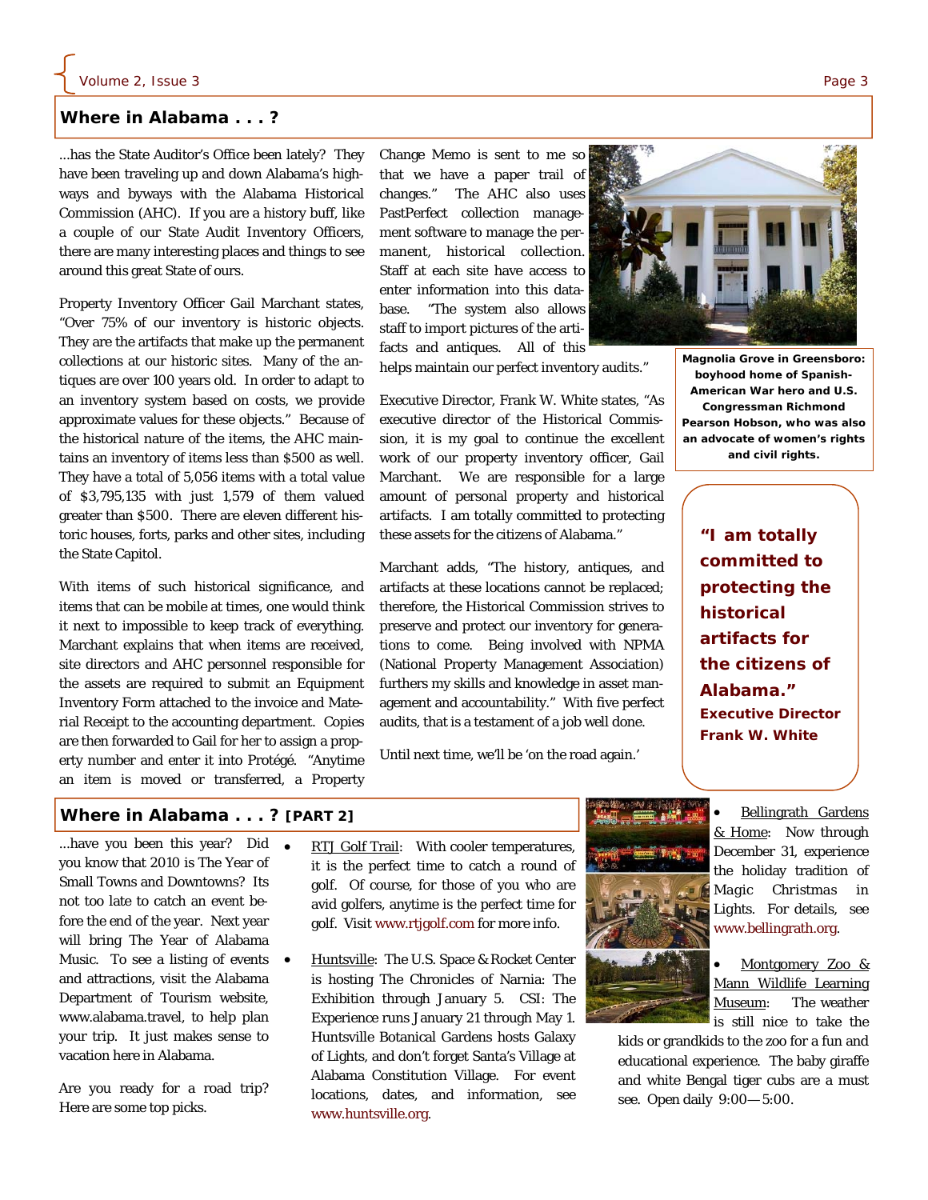## Where in Alabama . . . ?

...has the State Auditor's Office been lately? They have been traveling up and down Alabama's highways and byways with the Alabama Historical Commission (AHC). If you are a history buff, like a couple of our State Audit Inventory Officers, there are many interesting places and things to see around this great State of ours.

Property Inventory Officer Gail Marchant states, "Over 75% of our inventory is historic objects. They are the artifacts that make up the permanent collections at our historic sites. Many of the antiques are over 100 years old. In order to adapt to an inventory system based on costs, we provide approximate values for these objects." Because of the historical nature of the items, the AHC maintains an inventory of items less than $500 as well. They have a total of 5,056 items with a total value of $3,795,135 with just 1,579 of them valued greater than $500. There are eleven different historic houses, forts, parks and other sites, including the State Capitol.

With items of such historical significance, and items that can be mobile at times, one would think it next to impossible to keep track of everything. Marchant explains that when items are received, site directors and AHC personnel responsible for the assets are required to submit an Equipment Inventory Form attached to the invoice and Material Receipt to the accounting department. Copies are then forwarded to Gail for her to assign a property number and enter it into Protégé. "Anytime an item is moved or transferred, a Property Change Memo is sent to me so that we have a paper trail of changes." The AHC also uses PastPerfect collection management software to manage the permanent, historical collection. Staff at each site have access to enter information into this database. "The system also allows staff to import pictures of the artifacts and antiques. All of this helps maintain our perfect inventory audits."

Magnolia Grove in Greensboro: boyhood home of Spanish-American War hero and U.S. Congressman Richmond Pearson Hobson, who was also an advocate of women's rights and civil rights.

Executive Director, Frank W. White states, "As executive director of the Historical Commission, it is my goal to continue the excellent work of our property inventory officer, Gail Marchant. We are responsible for a large amount of personal property and historical artifacts. I am totally committed to protecting these assets for the citizens of Alabama."

Marchant adds, "The history, antiques, and artifacts at these locations cannot be replaced; therefore, the Historical Commission strives to preserve and protect our inventory for generations to come. Being involved with NPMA (National Property Management Association) furthers my skills and knowledge in asset management and accountability." With five perfect audits, that is a testament of a job well done.

Until next time, we'll be 'on the road again.'

> **"I am totally committed to protecting the historical artifacts for the citizens of Alabama."**
> **Executive Director Frank W. White**

## Where in Alabama . . . ? [PART 2]

...have you been this year? Did you know that 2010 is The Year of Small Towns and Downtowns? Its not too late to catch an event before the end of the year. Next year will bring The Year of Alabama Music. To see a listing of events and attractions, visit the Alabama Department of Tourism website, www.alabama.travel, to help plan your trip. It just makes sense to vacation here in Alabama.

Are you ready for a road trip? Here are some top picks.

- RTJ Golf Trail: With cooler temperatures, it is the perfect time to catch a round of golf. Of course, for those of you who are avid golfers, anytime is the perfect time for golf. Visit www.rtjgolf.com for more info.
- Huntsville: The U.S. Space & Rocket Center is hosting The Chronicles of Narnia: The Exhibition through January 5. CSI: The Experience runs January 21 through May 1. Huntsville Botanical Gardens hosts Galaxy of Lights, and don't forget Santa's Village at Alabama Constitution Village. For event locations, dates, and information, see www.huntsville.org.
- Bellingrath Gardens & Home: Now through December 31, experience the holiday tradition of Magic Christmas in Lights. For details, see www.bellingrath.org.
- Montgomery Zoo & Mann Wildlife Learning Museum: The weather is still nice to take the kids or grandkids to the zoo for a fun and educational experience. The baby giraffe and white Bengal tiger cubs are a must see. Open daily 9:00—5:00.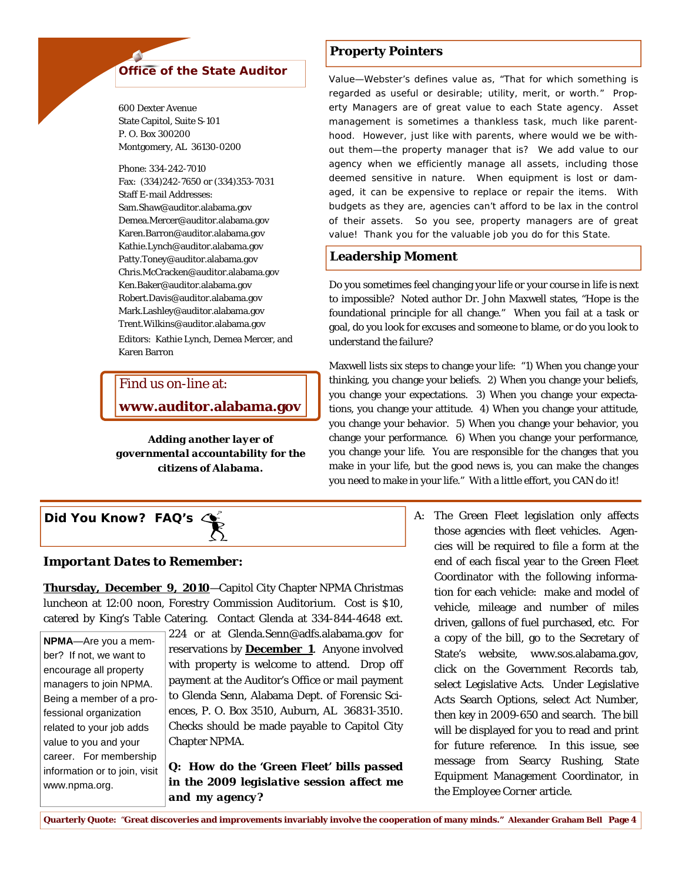## Office of the State Auditor

600 Dexter Avenue
State Capitol, Suite S-101
P. O. Box 300200
Montgomery, AL 36130-0200

Phone: 334-242-7010
Fax: (334)242-7650 or (334)353-7031
Staff E-mail Addresses:
Sam.Shaw@auditor.alabama.gov
Demea.Mercer@auditor.alabama.gov
Karen.Barron@auditor.alabama.gov
Kathie.Lynch@auditor.alabama.gov
Patty.Toney@auditor.alabama.gov
Chris.McCracken@auditor.alabama.gov
Ken.Baker@auditor.alabama.gov
Robert.Davis@auditor.alabama.gov
Mark.Lashley@auditor.alabama.gov
Trent.Wilkins@auditor.alabama.gov

Editors: Kathie Lynch, Demea Mercer, and Karen Barron

Find us on-line at:
**www.auditor.alabama.gov**

***Adding another layer of governmental accountability for the citizens of Alabama.***

## Property Pointers

Value—Webster's defines value as, "That for which something is regarded as useful or desirable; utility, merit, or worth." Property Managers are of great value to each State agency. Asset management is sometimes a thankless task, much like parenthood. However, just like with parents, where would we be without them—the property manager that is? We add value to our agency when we efficiently manage all assets, including those deemed sensitive in nature. When equipment is lost or damaged, it can be expensive to replace or repair the items. With budgets as they are, agencies can't afford to be lax in the control of their assets. So you see, property managers are of great value! Thank you for the valuable job you do for this State.

## Leadership Moment

Do you sometimes feel changing your life or your course in life is next to impossible? Noted author Dr. John Maxwell states, "Hope is the foundational principle for all change." When you fail at a task or goal, do you look for excuses and someone to blame, or do you look to understand the failure?

Maxwell lists six steps to change your life: "1) When you change your thinking, you change your beliefs. 2) When you change your beliefs, you change your expectations. 3) When you change your expectations, you change your attitude. 4) When you change your attitude, you change your behavior. 5) When you change your behavior, you change your performance. 6) When you change your performance, you change your life. You are responsible for the changes that you make in your life, but the good news is, you can make the changes you need to make in your life." With a little effort, you CAN do it!

## Did You Know? FAQ's

### *Important Dates to Remember:*

**Thursday, December 9, 2010**—Capitol City Chapter NPMA Christmas luncheon at 12:00 noon, Forestry Commission Auditorium. Cost is $10, catered by King's Table Catering. Contact Glenda at 334-844-4648 ext. 224 or at Glenda.Senn@adfs.alabama.gov for reservations by **December 1**. Anyone involved with property is welcome to attend. Drop off payment at the Auditor's Office or mail payment to Glenda Senn, Alabama Dept. of Forensic Sciences, P. O. Box 3510, Auburn, AL 36831-3510. Checks should be made payable to Capitol City Chapter NPMA.

**NPMA**—Are you a member? If not, we want to encourage all property managers to join NPMA. Being a member of a professional organization related to your job adds value to you and your career. For membership information or to join, visit www.npma.org.

***Q: How do the 'Green Fleet' bills passed in the 2009 legislative session affect me and my agency?***

A: The Green Fleet legislation only affects those agencies with fleet vehicles. Agencies will be required to file a form at the end of each fiscal year to the Green Fleet Coordinator with the following information for each vehicle: make and model of vehicle, mileage and number of miles driven, gallons of fuel purchased, etc. For a copy of the bill, go to the Secretary of State's website, www.sos.alabama.gov, click on the Government Records tab, select Legislative Acts. Under Legislative Acts Search Options, select Act Number, then key in 2009-650 and search. The bill will be displayed for you to read and print for future reference. In this issue, see message from Searcy Rushing, State Equipment Management Coordinator, in the Employee Corner article.

**Quarterly Quote: "Great discoveries and improvements invariably involve the cooperation of many minds." Alexander Graham Bell**